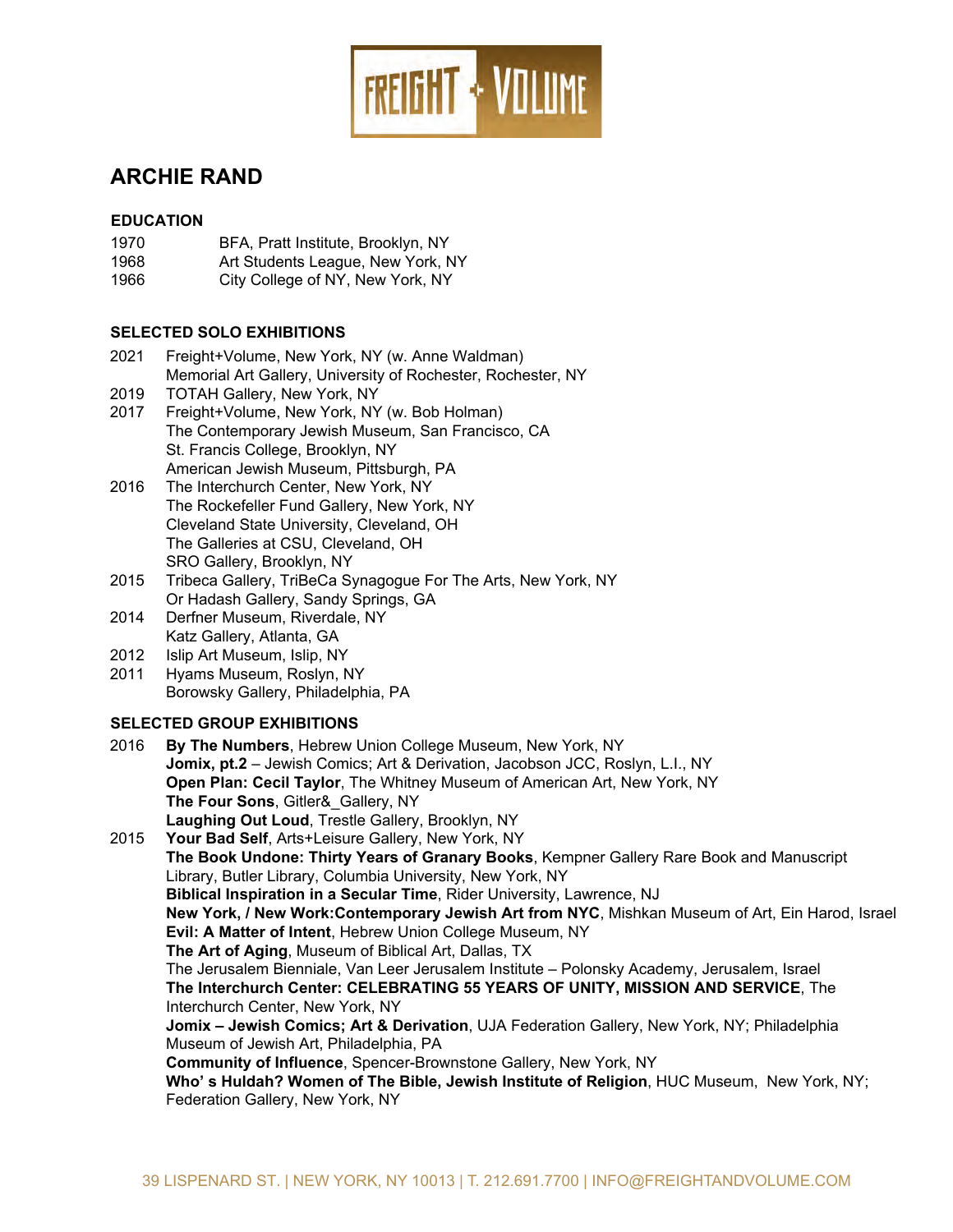# ARCHIE RAND

## EDUCATION

1970 BFA, Pratt Institute, Brooklyn, NY
1968 Art Students League, New York, NY
1966 City College of NY, New York, NY

## SELECTED SOLO EXHIBITIONS

2021 Freight+Volume, New York, NY (w. Anne Waldman)
Memorial Art Gallery, University of Rochester, Rochester, NY
2019 TOTAH Gallery, New York, NY
2017 Freight+Volume, New York, NY (w. Bob Holman)
The Contemporary Jewish Museum, San Francisco, CA
St. Francis College, Brooklyn, NY
American Jewish Museum, Pittsburgh, PA
2016 The Interchurch Center, New York, NY
The Rockefeller Fund Gallery, New York, NY
Cleveland State University, Cleveland, OH
The Galleries at CSU, Cleveland, OH
SRO Gallery, Brooklyn, NY
2015 Tribeca Gallery, TriBeCa Synagogue For The Arts, New York, NY
Or Hadash Gallery, Sandy Springs, GA
2014 Derfner Museum, Riverdale, NY
Katz Gallery, Atlanta, GA
2012 Islip Art Museum, Islip, NY
2011 Hyams Museum, Roslyn, NY
Borowsky Gallery, Philadelphia, PA

## SELECTED GROUP EXHIBITIONS

2016 **By The Numbers**, Hebrew Union College Museum, New York, NY
**Jomix, pt.2** – Jewish Comics; Art & Derivation, Jacobson JCC, Roslyn, L.I., NY
**Open Plan: Cecil Taylor**, The Whitney Museum of American Art, New York, NY
**The Four Sons**, Gitler&_Gallery, NY
**Laughing Out Loud**, Trestle Gallery, Brooklyn, NY
2015 **Your Bad Self**, Arts+Leisure Gallery, New York, NY
**The Book Undone: Thirty Years of Granary Books**, Kempner Gallery Rare Book and Manuscript Library, Butler Library, Columbia University, New York, NY
**Biblical Inspiration in a Secular Time**, Rider University, Lawrence, NJ
**New York, / New Work:Contemporary Jewish Art from NYC**, Mishkan Museum of Art, Ein Harod, Israel
**Evil: A Matter of Intent**, Hebrew Union College Museum, NY
**The Art of Aging**, Museum of Biblical Art, Dallas, TX
The Jerusalem Bienniale, Van Leer Jerusalem Institute – Polonsky Academy, Jerusalem, Israel
**The Interchurch Center: CELEBRATING 55 YEARS OF UNITY, MISSION AND SERVICE**, The Interchurch Center, New York, NY
**Jomix – Jewish Comics; Art & Derivation**, UJA Federation Gallery, New York, NY; Philadelphia Museum of Jewish Art, Philadelphia, PA
**Community of Influence**, Spencer-Brownstone Gallery, New York, NY
**Who' s Huldah? Women of The Bible, Jewish Institute of Religion**, HUC Museum, New York, NY; Federation Gallery, New York, NY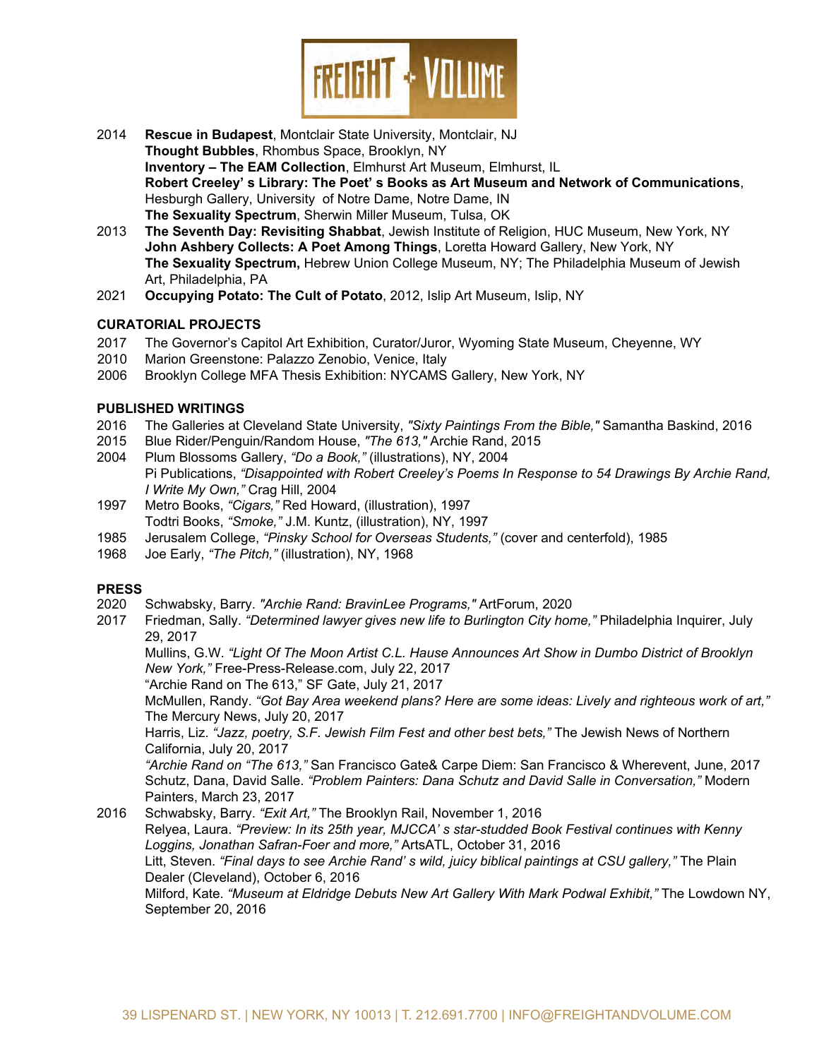2014 **Rescue in Budapest**, Montclair State University, Montclair, NJ
**Thought Bubbles**, Rhombus Space, Brooklyn, NY
**Inventory – The EAM Collection**, Elmhurst Art Museum, Elmhurst, IL
**Robert Creeley' s Library: The Poet' s Books as Art Museum and Network of Communications**, Hesburgh Gallery, University of Notre Dame, Notre Dame, IN
**The Sexuality Spectrum**, Sherwin Miller Museum, Tulsa, OK

2013 **The Seventh Day: Revisiting Shabbat**, Jewish Institute of Religion, HUC Museum, New York, NY
**John Ashbery Collects: A Poet Among Things**, Loretta Howard Gallery, New York, NY
**The Sexuality Spectrum,** Hebrew Union College Museum, NY; The Philadelphia Museum of Jewish Art, Philadelphia, PA

2021 **Occupying Potato: The Cult of Potato**, 2012, Islip Art Museum, Islip, NY

**CURATORIAL PROJECTS**

2017 The Governor's Capitol Art Exhibition, Curator/Juror, Wyoming State Museum, Cheyenne, WY
2010 Marion Greenstone: Palazzo Zenobio, Venice, Italy
2006 Brooklyn College MFA Thesis Exhibition: NYCAMS Gallery, New York, NY

**PUBLISHED WRITINGS**

2016 The Galleries at Cleveland State University, *"Sixty Paintings From the Bible,"* Samantha Baskind, 2016
2015 Blue Rider/Penguin/Random House, *"The 613,"* Archie Rand, 2015
2004 Plum Blossoms Gallery, *"Do a Book,"* (illustrations), NY, 2004
Pi Publications, *"Disappointed with Robert Creeley's Poems In Response to 54 Drawings By Archie Rand, I Write My Own,"* Crag Hill, 2004
1997 Metro Books, *"Cigars,"* Red Howard, (illustration), 1997
Todtri Books, *"Smoke,"* J.M. Kuntz, (illustration), NY, 1997
1985 Jerusalem College, *"Pinsky School for Overseas Students,"* (cover and centerfold), 1985
1968 Joe Early, *"The Pitch,"* (illustration), NY, 1968

**PRESS**

2020 Schwabsky, Barry. *"Archie Rand: BravinLee Programs,"* ArtForum, 2020

2017 Friedman, Sally. *"Determined lawyer gives new life to Burlington City home,"* Philadelphia Inquirer, July 29, 2017
Mullins, G.W. *"Light Of The Moon Artist C.L. Hause Announces Art Show in Dumbo District of Brooklyn New York,"* Free-Press-Release.com, July 22, 2017
"Archie Rand on The 613," SF Gate, July 21, 2017
McMullen, Randy. *"Got Bay Area weekend plans? Here are some ideas: Lively and righteous work of art,"* The Mercury News, July 20, 2017
Harris, Liz. *"Jazz, poetry, S.F. Jewish Film Fest and other best bets,"* The Jewish News of Northern California, July 20, 2017
*"Archie Rand on "The 613,"* San Francisco Gate& Carpe Diem: San Francisco & Wherevent, June, 2017
Schutz, Dana, David Salle. *"Problem Painters: Dana Schutz and David Salle in Conversation,"* Modern Painters, March 23, 2017

2016 Schwabsky, Barry. *"Exit Art,"* The Brooklyn Rail, November 1, 2016
Relyea, Laura. *"Preview: In its 25th year, MJCCA' s star-studded Book Festival continues with Kenny Loggins, Jonathan Safran-Foer and more,"* ArtsATL, October 31, 2016
Litt, Steven. *"Final days to see Archie Rand' s wild, juicy biblical paintings at CSU gallery,"* The Plain Dealer (Cleveland), October 6, 2016
Milford, Kate. *"Museum at Eldridge Debuts New Art Gallery With Mark Podwal Exhibit,"* The Lowdown NY, September 20, 2016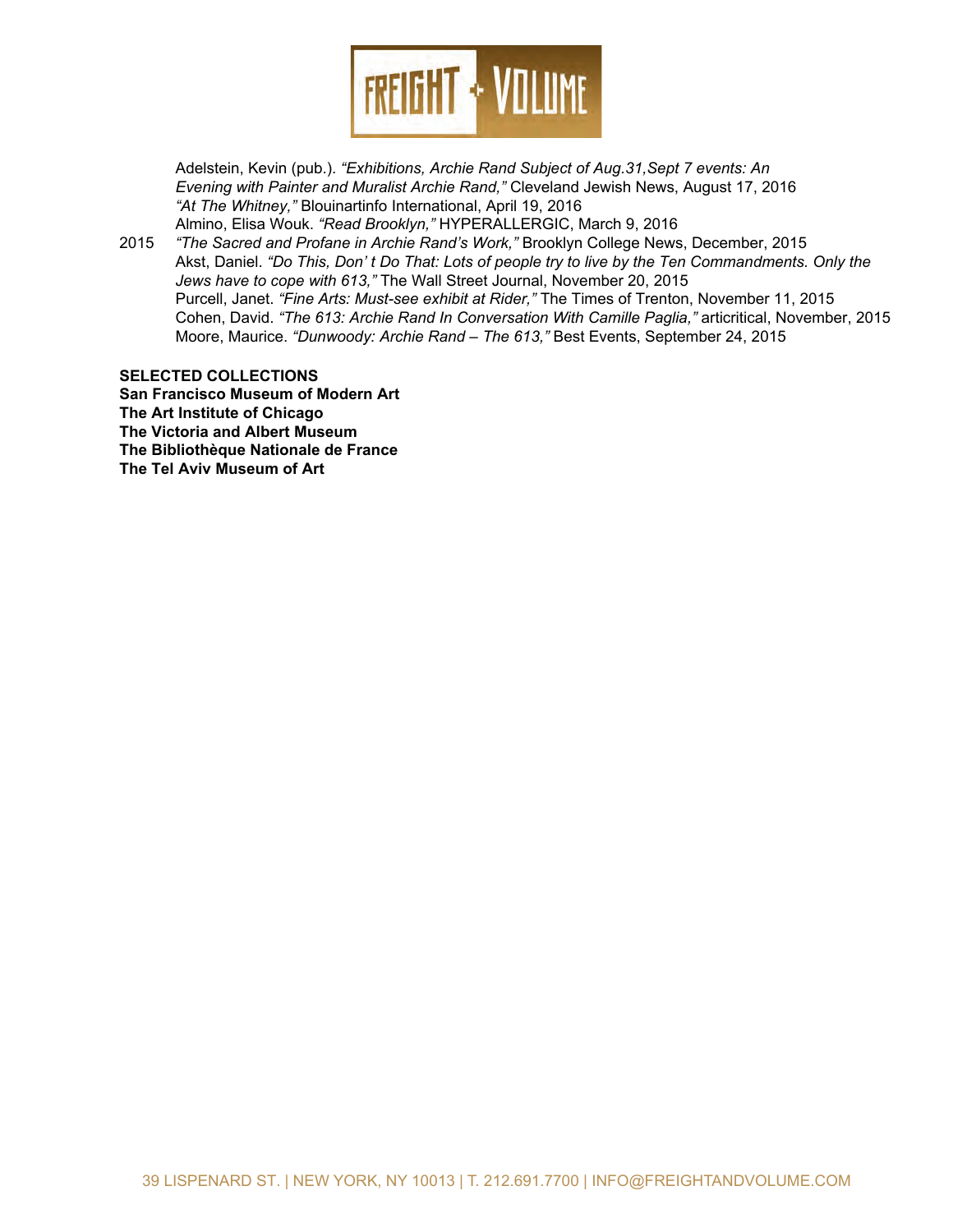Adelstein, Kevin (pub.). *"Exhibitions, Archie Rand Subject of Aug.31,Sept 7 events: An Evening with Painter and Muralist Archie Rand,"* Cleveland Jewish News, August 17, 2016

*"At The Whitney,"* Blouinartinfo International, April 19, 2016

Almino, Elisa Wouk. *"Read Brooklyn,"* HYPERALLERGIC, March 9, 2016

2015 *"The Sacred and Profane in Archie Rand's Work,"* Brooklyn College News, December, 2015

Akst, Daniel. *"Do This, Don' t Do That: Lots of people try to live by the Ten Commandments. Only the Jews have to cope with 613,"* The Wall Street Journal, November 20, 2015

Purcell, Janet. *"Fine Arts: Must-see exhibit at Rider,"* The Times of Trenton, November 11, 2015

Cohen, David. *"The 613: Archie Rand In Conversation With Camille Paglia,"* articritical, November, 2015

Moore, Maurice. *"Dunwoody: Archie Rand – The 613,"* Best Events, September 24, 2015

**SELECTED COLLECTIONS**

**San Francisco Museum of Modern Art**
**The Art Institute of Chicago**
**The Victoria and Albert Museum**
**The Bibliothèque Nationale de France**
**The Tel Aviv Museum of Art**